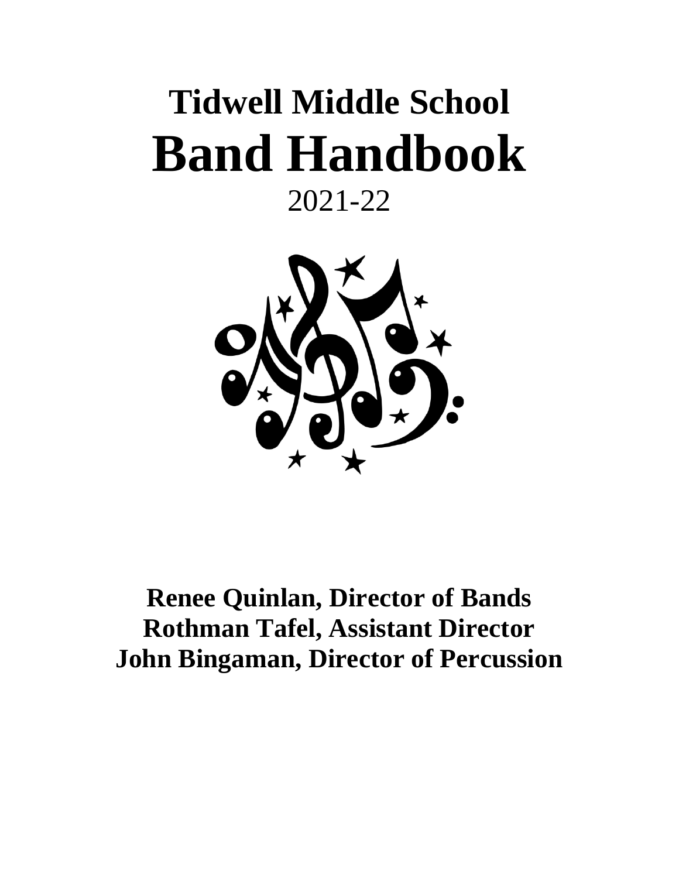# Tidwell Middle School

# Band Handbook

2021-22

**Renee Quinlan, Director of Bands**
**Rothman Tafel, Assistant Director**
**John Bingaman, Director of Percussion**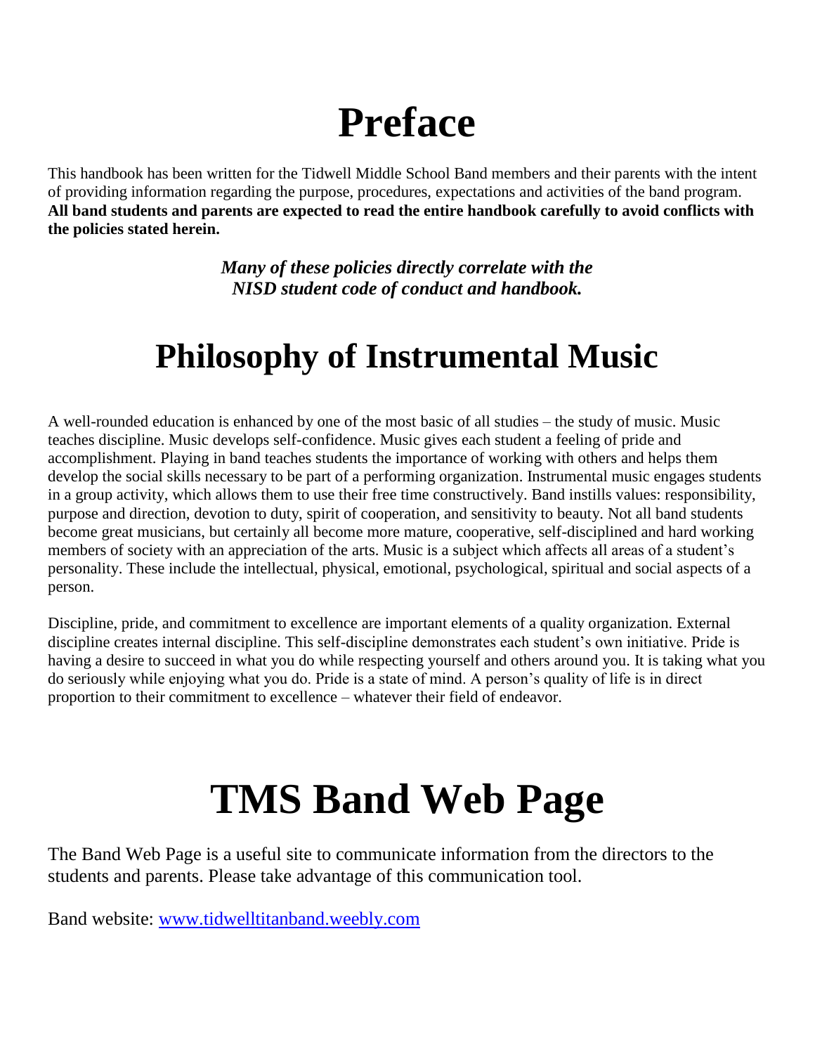# Preface

This handbook has been written for the Tidwell Middle School Band members and their parents with the intent of providing information regarding the purpose, procedures, expectations and activities of the band program. **All band students and parents are expected to read the entire handbook carefully to avoid conflicts with the policies stated herein.**

***Many of these policies directly correlate with the NISD student code of conduct and handbook.***

# Philosophy of Instrumental Music

A well-rounded education is enhanced by one of the most basic of all studies – the study of music. Music teaches discipline. Music develops self-confidence. Music gives each student a feeling of pride and accomplishment. Playing in band teaches students the importance of working with others and helps them develop the social skills necessary to be part of a performing organization. Instrumental music engages students in a group activity, which allows them to use their free time constructively. Band instills values: responsibility, purpose and direction, devotion to duty, spirit of cooperation, and sensitivity to beauty. Not all band students become great musicians, but certainly all become more mature, cooperative, self-disciplined and hard working members of society with an appreciation of the arts. Music is a subject which affects all areas of a student's personality. These include the intellectual, physical, emotional, psychological, spiritual and social aspects of a person.

Discipline, pride, and commitment to excellence are important elements of a quality organization. External discipline creates internal discipline. This self-discipline demonstrates each student's own initiative. Pride is having a desire to succeed in what you do while respecting yourself and others around you. It is taking what you do seriously while enjoying what you do. Pride is a state of mind. A person's quality of life is in direct proportion to their commitment to excellence – whatever their field of endeavor.

# TMS Band Web Page

The Band Web Page is a useful site to communicate information from the directors to the students and parents. Please take advantage of this communication tool.

Band website: [www.tidwelltitanband.weebly.com](http://www.tidwelltitanband.weebly.com)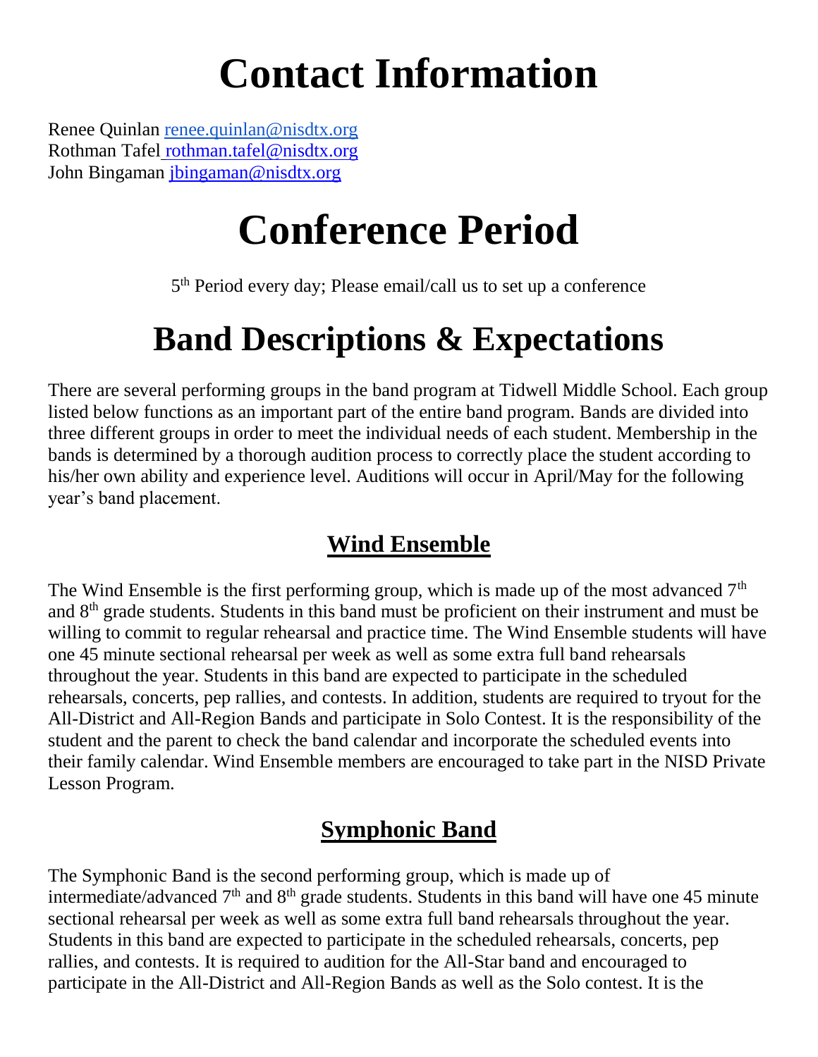# Contact Information

Renee Quinlan renee.quinlan@nisdtx.org
Rothman Tafel rothman.tafel@nisdtx.org
John Bingaman jbingaman@nisdtx.org

# Conference Period

5th Period every day; Please email/call us to set up a conference

# Band Descriptions & Expectations

There are several performing groups in the band program at Tidwell Middle School. Each group listed below functions as an important part of the entire band program. Bands are divided into three different groups in order to meet the individual needs of each student. Membership in the bands is determined by a thorough audition process to correctly place the student according to his/her own ability and experience level. Auditions will occur in April/May for the following year's band placement.

## Wind Ensemble

The Wind Ensemble is the first performing group, which is made up of the most advanced 7th and 8th grade students. Students in this band must be proficient on their instrument and must be willing to commit to regular rehearsal and practice time. The Wind Ensemble students will have one 45 minute sectional rehearsal per week as well as some extra full band rehearsals throughout the year. Students in this band are expected to participate in the scheduled rehearsals, concerts, pep rallies, and contests. In addition, students are required to tryout for the All-District and All-Region Bands and participate in Solo Contest. It is the responsibility of the student and the parent to check the band calendar and incorporate the scheduled events into their family calendar. Wind Ensemble members are encouraged to take part in the NISD Private Lesson Program.

## Symphonic Band

The Symphonic Band is the second performing group, which is made up of intermediate/advanced 7th and 8th grade students. Students in this band will have one 45 minute sectional rehearsal per week as well as some extra full band rehearsals throughout the year. Students in this band are expected to participate in the scheduled rehearsals, concerts, pep rallies, and contests. It is required to audition for the All-Star band and encouraged to participate in the All-District and All-Region Bands as well as the Solo contest. It is the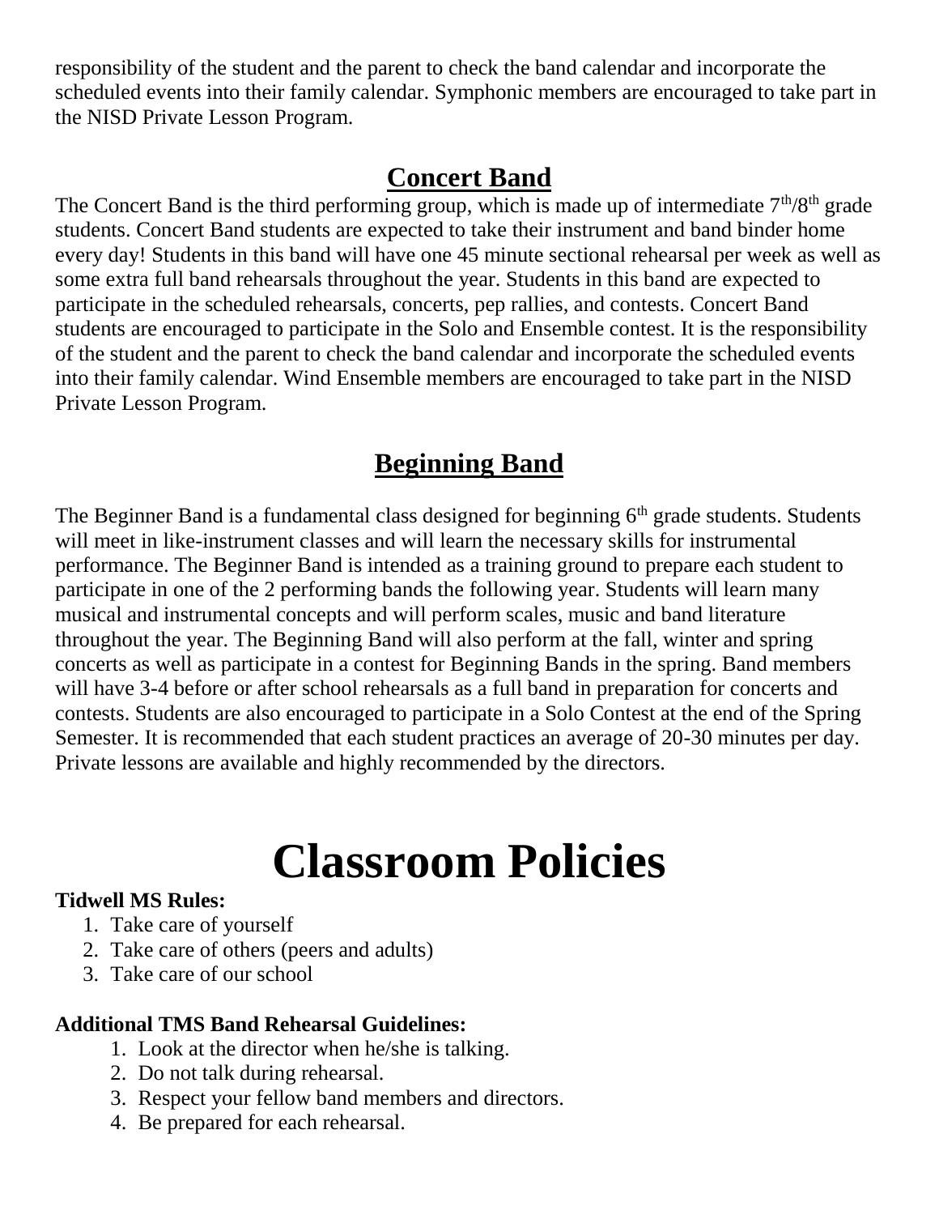responsibility of the student and the parent to check the band calendar and incorporate the scheduled events into their family calendar. Symphonic members are encouraged to take part in the NISD Private Lesson Program.

## Concert Band

The Concert Band is the third performing group, which is made up of intermediate 7th/8th grade students. Concert Band students are expected to take their instrument and band binder home every day! Students in this band will have one 45 minute sectional rehearsal per week as well as some extra full band rehearsals throughout the year. Students in this band are expected to participate in the scheduled rehearsals, concerts, pep rallies, and contests. Concert Band students are encouraged to participate in the Solo and Ensemble contest. It is the responsibility of the student and the parent to check the band calendar and incorporate the scheduled events into their family calendar. Wind Ensemble members are encouraged to take part in the NISD Private Lesson Program.

## Beginning Band

The Beginner Band is a fundamental class designed for beginning 6th grade students. Students will meet in like-instrument classes and will learn the necessary skills for instrumental performance. The Beginner Band is intended as a training ground to prepare each student to participate in one of the 2 performing bands the following year. Students will learn many musical and instrumental concepts and will perform scales, music and band literature throughout the year. The Beginning Band will also perform at the fall, winter and spring concerts as well as participate in a contest for Beginning Bands in the spring. Band members will have 3-4 before or after school rehearsals as a full band in preparation for concerts and contests. Students are also encouraged to participate in a Solo Contest at the end of the Spring Semester. It is recommended that each student practices an average of 20-30 minutes per day. Private lessons are available and highly recommended by the directors.

# Classroom Policies

**Tidwell MS Rules:**

1. Take care of yourself
2. Take care of others (peers and adults)
3. Take care of our school

**Additional TMS Band Rehearsal Guidelines:**

1. Look at the director when he/she is talking.
2. Do not talk during rehearsal.
3. Respect your fellow band members and directors.
4. Be prepared for each rehearsal.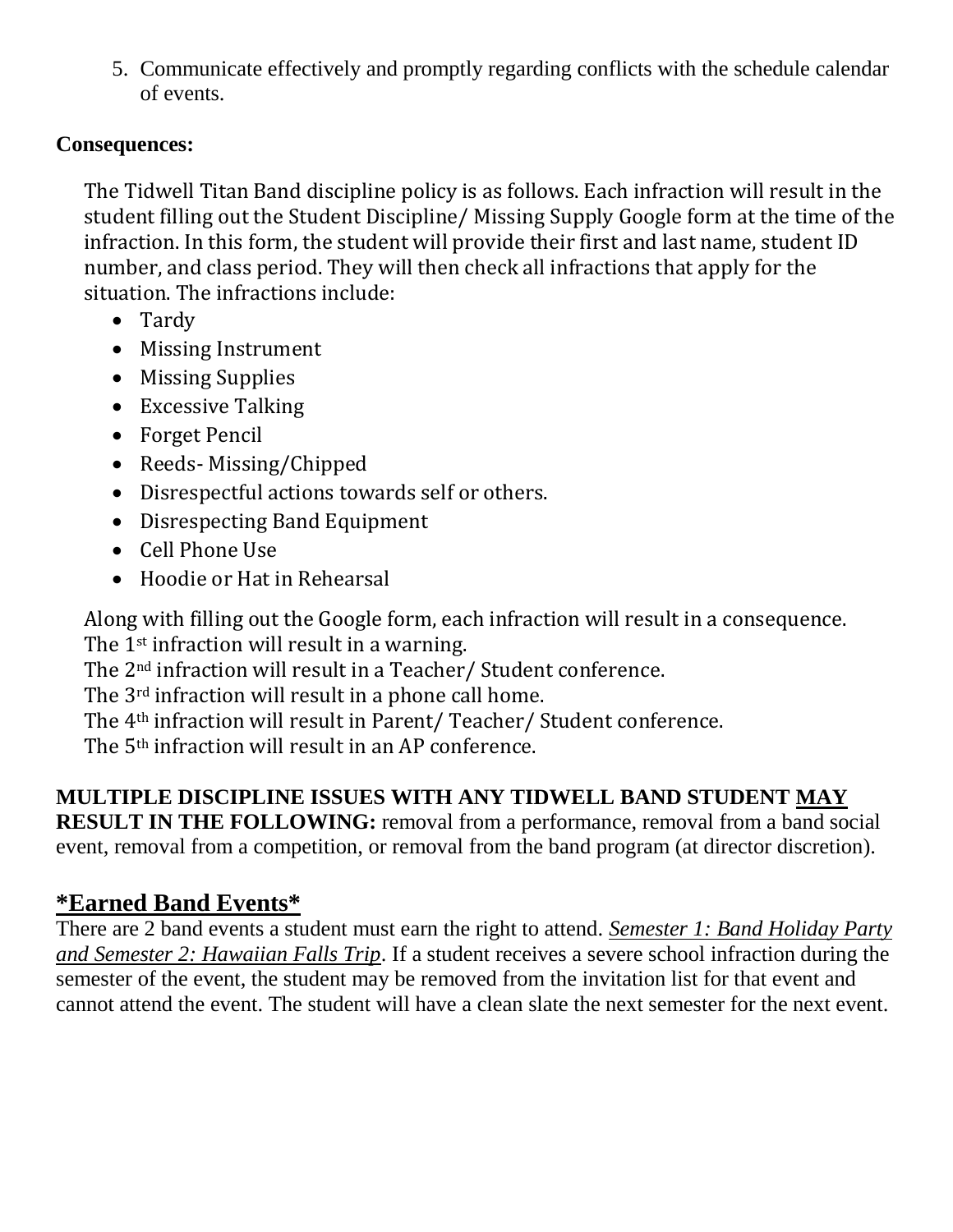5. Communicate effectively and promptly regarding conflicts with the schedule calendar of events.

**Consequences:**

The Tidwell Titan Band discipline policy is as follows. Each infraction will result in the student filling out the Student Discipline/ Missing Supply Google form at the time of the infraction. In this form, the student will provide their first and last name, student ID number, and class period. They will then check all infractions that apply for the situation. The infractions include:

- Tardy
- Missing Instrument
- Missing Supplies
- Excessive Talking
- Forget Pencil
- Reeds- Missing/Chipped
- Disrespectful actions towards self or others.
- Disrespecting Band Equipment
- Cell Phone Use
- Hoodie or Hat in Rehearsal

Along with filling out the Google form, each infraction will result in a consequence.
The 1st infraction will result in a warning.
The 2nd infraction will result in a Teacher/ Student conference.
The 3rd infraction will result in a phone call home.
The 4th infraction will result in Parent/ Teacher/ Student conference.
The 5th infraction will result in an AP conference.

**MULTIPLE DISCIPLINE ISSUES WITH ANY TIDWELL BAND STUDENT <u>MAY</u> RESULT IN THE FOLLOWING:** removal from a performance, removal from a band social event, removal from a competition, or removal from the band program (at director discretion).

## *Earned Band Events*

There are 2 band events a student must earn the right to attend. *<u>Semester 1: Band Holiday Party and Semester 2: Hawaiian Falls Trip</u>*. If a student receives a severe school infraction during the semester of the event, the student may be removed from the invitation list for that event and cannot attend the event. The student will have a clean slate the next semester for the next event.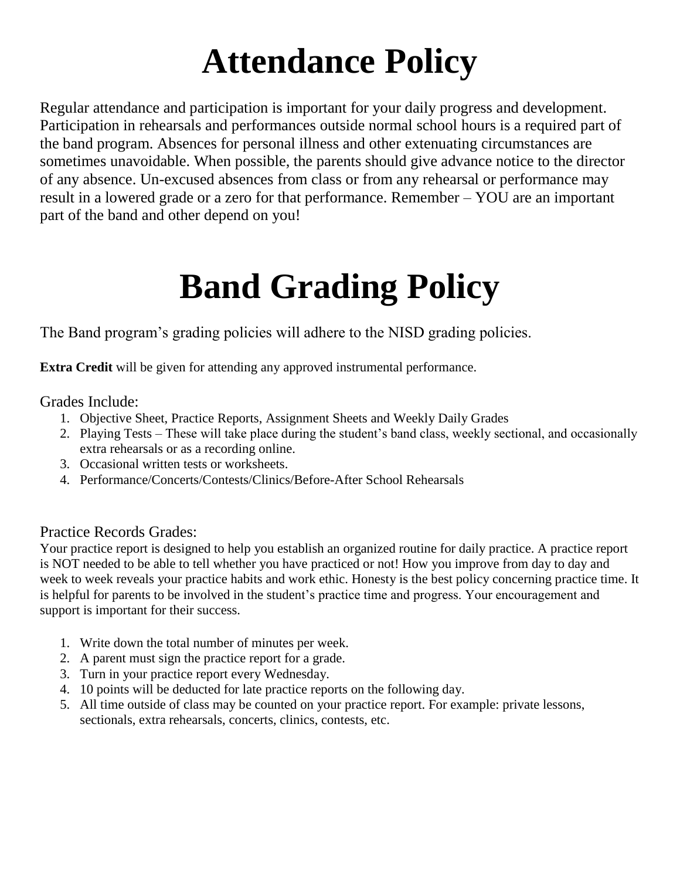# Attendance Policy

Regular attendance and participation is important for your daily progress and development. Participation in rehearsals and performances outside normal school hours is a required part of the band program. Absences for personal illness and other extenuating circumstances are sometimes unavoidable. When possible, the parents should give advance notice to the director of any absence. Un-excused absences from class or from any rehearsal or performance may result in a lowered grade or a zero for that performance. Remember – YOU are an important part of the band and other depend on you!

# Band Grading Policy

The Band program's grading policies will adhere to the NISD grading policies.

**Extra Credit** will be given for attending any approved instrumental performance.

Grades Include:

1. Objective Sheet, Practice Reports, Assignment Sheets and Weekly Daily Grades
2. Playing Tests – These will take place during the student's band class, weekly sectional, and occasionally extra rehearsals or as a recording online.
3. Occasional written tests or worksheets.
4. Performance/Concerts/Contests/Clinics/Before-After School Rehearsals

Practice Records Grades:

Your practice report is designed to help you establish an organized routine for daily practice. A practice report is NOT needed to be able to tell whether you have practiced or not! How you improve from day to day and week to week reveals your practice habits and work ethic. Honesty is the best policy concerning practice time. It is helpful for parents to be involved in the student's practice time and progress. Your encouragement and support is important for their success.

1. Write down the total number of minutes per week.
2. A parent must sign the practice report for a grade.
3. Turn in your practice report every Wednesday.
4. 10 points will be deducted for late practice reports on the following day.
5. All time outside of class may be counted on your practice report. For example: private lessons, sectionals, extra rehearsals, concerts, clinics, contests, etc.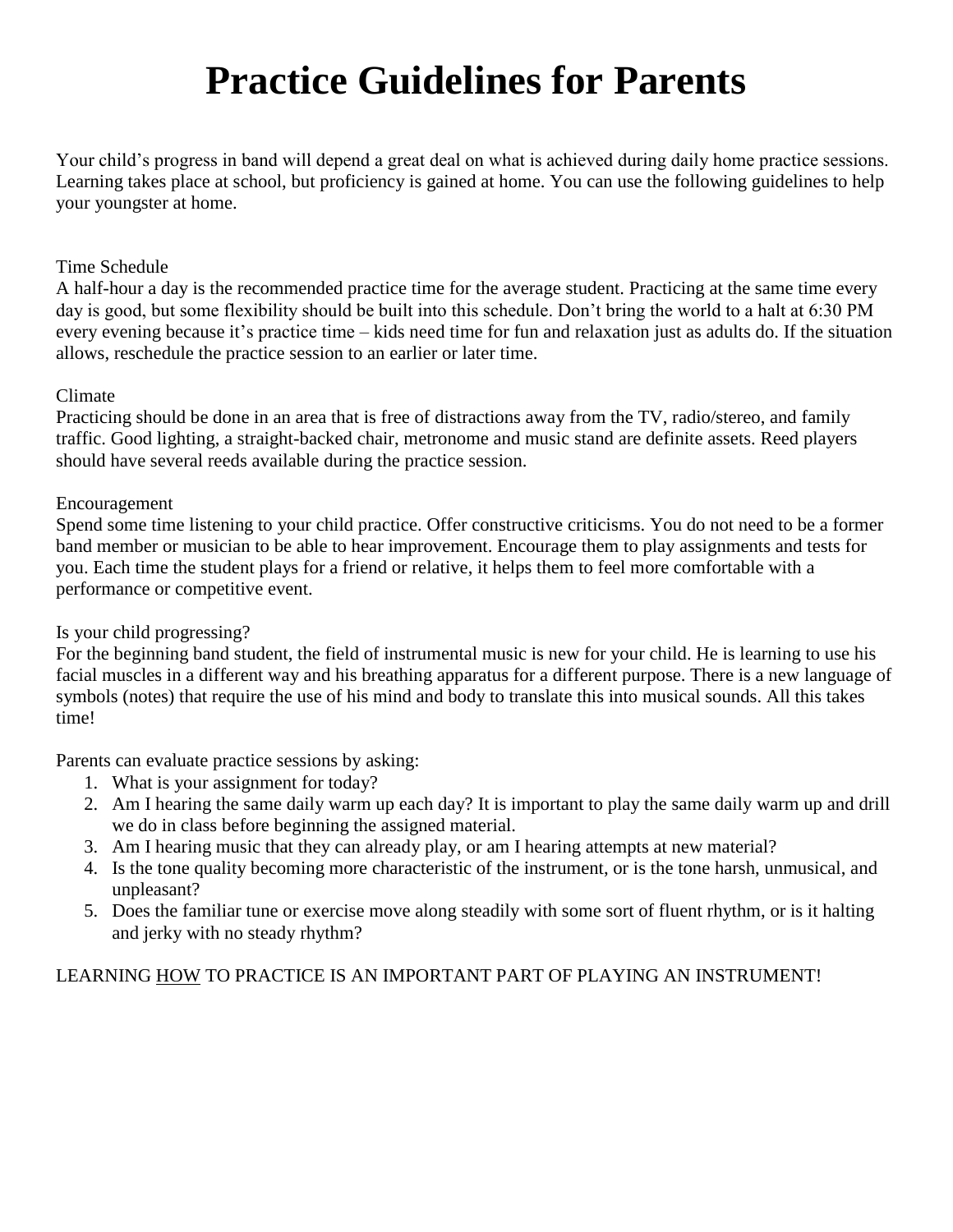# Practice Guidelines for Parents

Your child's progress in band will depend a great deal on what is achieved during daily home practice sessions. Learning takes place at school, but proficiency is gained at home. You can use the following guidelines to help your youngster at home.

Time Schedule

A half-hour a day is the recommended practice time for the average student. Practicing at the same time every day is good, but some flexibility should be built into this schedule. Don't bring the world to a halt at 6:30 PM every evening because it's practice time – kids need time for fun and relaxation just as adults do. If the situation allows, reschedule the practice session to an earlier or later time.

Climate

Practicing should be done in an area that is free of distractions away from the TV, radio/stereo, and family traffic. Good lighting, a straight-backed chair, metronome and music stand are definite assets. Reed players should have several reeds available during the practice session.

Encouragement

Spend some time listening to your child practice. Offer constructive criticisms. You do not need to be a former band member or musician to be able to hear improvement. Encourage them to play assignments and tests for you. Each time the student plays for a friend or relative, it helps them to feel more comfortable with a performance or competitive event.

Is your child progressing?

For the beginning band student, the field of instrumental music is new for your child. He is learning to use his facial muscles in a different way and his breathing apparatus for a different purpose. There is a new language of symbols (notes) that require the use of his mind and body to translate this into musical sounds. All this takes time!

Parents can evaluate practice sessions by asking:

1. What is your assignment for today?
2. Am I hearing the same daily warm up each day? It is important to play the same daily warm up and drill we do in class before beginning the assigned material.
3. Am I hearing music that they can already play, or am I hearing attempts at new material?
4. Is the tone quality becoming more characteristic of the instrument, or is the tone harsh, unmusical, and unpleasant?
5. Does the familiar tune or exercise move along steadily with some sort of fluent rhythm, or is it halting and jerky with no steady rhythm?

LEARNING <u>HOW</u> TO PRACTICE IS AN IMPORTANT PART OF PLAYING AN INSTRUMENT!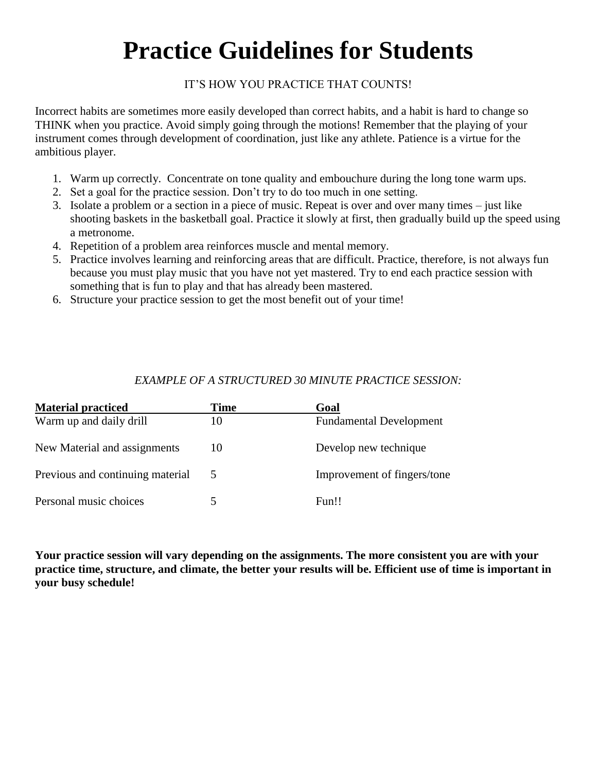# Practice Guidelines for Students

IT'S HOW YOU PRACTICE THAT COUNTS!

Incorrect habits are sometimes more easily developed than correct habits, and a habit is hard to change so THINK when you practice. Avoid simply going through the motions! Remember that the playing of your instrument comes through development of coordination, just like any athlete. Patience is a virtue for the ambitious player.

1. Warm up correctly. Concentrate on tone quality and embouchure during the long tone warm ups.
2. Set a goal for the practice session. Don't try to do too much in one setting.
3. Isolate a problem or a section in a piece of music. Repeat is over and over many times – just like shooting baskets in the basketball goal. Practice it slowly at first, then gradually build up the speed using a metronome.
4. Repetition of a problem area reinforces muscle and mental memory.
5. Practice involves learning and reinforcing areas that are difficult. Practice, therefore, is not always fun because you must play music that you have not yet mastered. Try to end each practice session with something that is fun to play and that has already been mastered.
6. Structure your practice session to get the most benefit out of your time!

*EXAMPLE OF A STRUCTURED 30 MINUTE PRACTICE SESSION:*

| Material practiced | Time | Goal |
|---|---|---|
| Warm up and daily drill | 10 | Fundamental Development |
| New Material and assignments | 10 | Develop new technique |
| Previous and continuing material | 5 | Improvement of fingers/tone |
| Personal music choices | 5 | Fun!! |

**Your practice session will vary depending on the assignments. The more consistent you are with your practice time, structure, and climate, the better your results will be. Efficient use of time is important in your busy schedule!**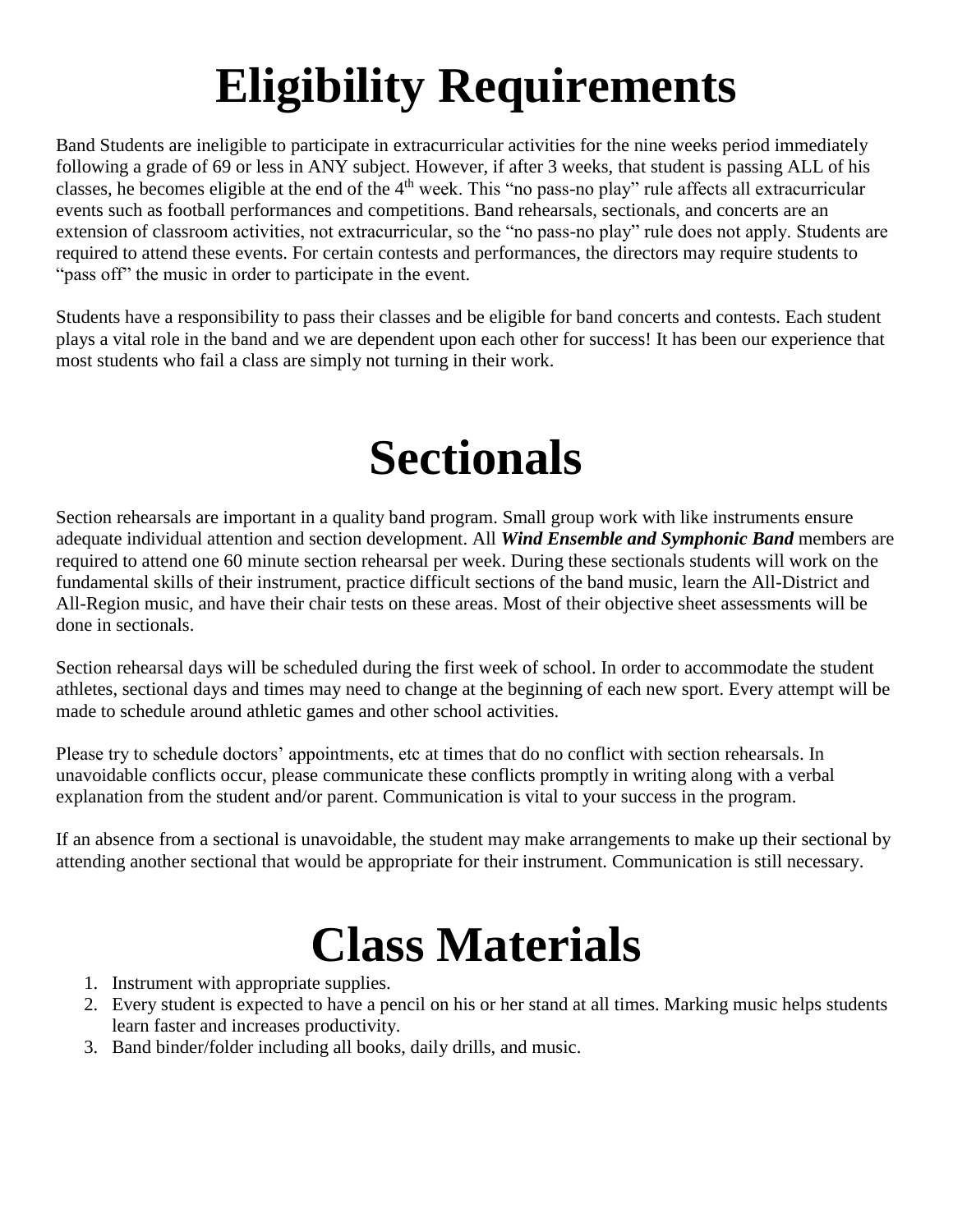# Eligibility Requirements

Band Students are ineligible to participate in extracurricular activities for the nine weeks period immediately following a grade of 69 or less in ANY subject. However, if after 3 weeks, that student is passing ALL of his classes, he becomes eligible at the end of the 4th week. This "no pass-no play" rule affects all extracurricular events such as football performances and competitions. Band rehearsals, sectionals, and concerts are an extension of classroom activities, not extracurricular, so the "no pass-no play" rule does not apply. Students are required to attend these events. For certain contests and performances, the directors may require students to "pass off" the music in order to participate in the event.

Students have a responsibility to pass their classes and be eligible for band concerts and contests. Each student plays a vital role in the band and we are dependent upon each other for success! It has been our experience that most students who fail a class are simply not turning in their work.

# Sectionals

Section rehearsals are important in a quality band program. Small group work with like instruments ensure adequate individual attention and section development. All ***Wind Ensemble and Symphonic Band*** members are required to attend one 60 minute section rehearsal per week. During these sectionals students will work on the fundamental skills of their instrument, practice difficult sections of the band music, learn the All-District and All-Region music, and have their chair tests on these areas. Most of their objective sheet assessments will be done in sectionals.

Section rehearsal days will be scheduled during the first week of school. In order to accommodate the student athletes, sectional days and times may need to change at the beginning of each new sport. Every attempt will be made to schedule around athletic games and other school activities.

Please try to schedule doctors' appointments, etc at times that do no conflict with section rehearsals. In unavoidable conflicts occur, please communicate these conflicts promptly in writing along with a verbal explanation from the student and/or parent. Communication is vital to your success in the program.

If an absence from a sectional is unavoidable, the student may make arrangements to make up their sectional by attending another sectional that would be appropriate for their instrument. Communication is still necessary.

# Class Materials

1. Instrument with appropriate supplies.
2. Every student is expected to have a pencil on his or her stand at all times. Marking music helps students learn faster and increases productivity.
3. Band binder/folder including all books, daily drills, and music.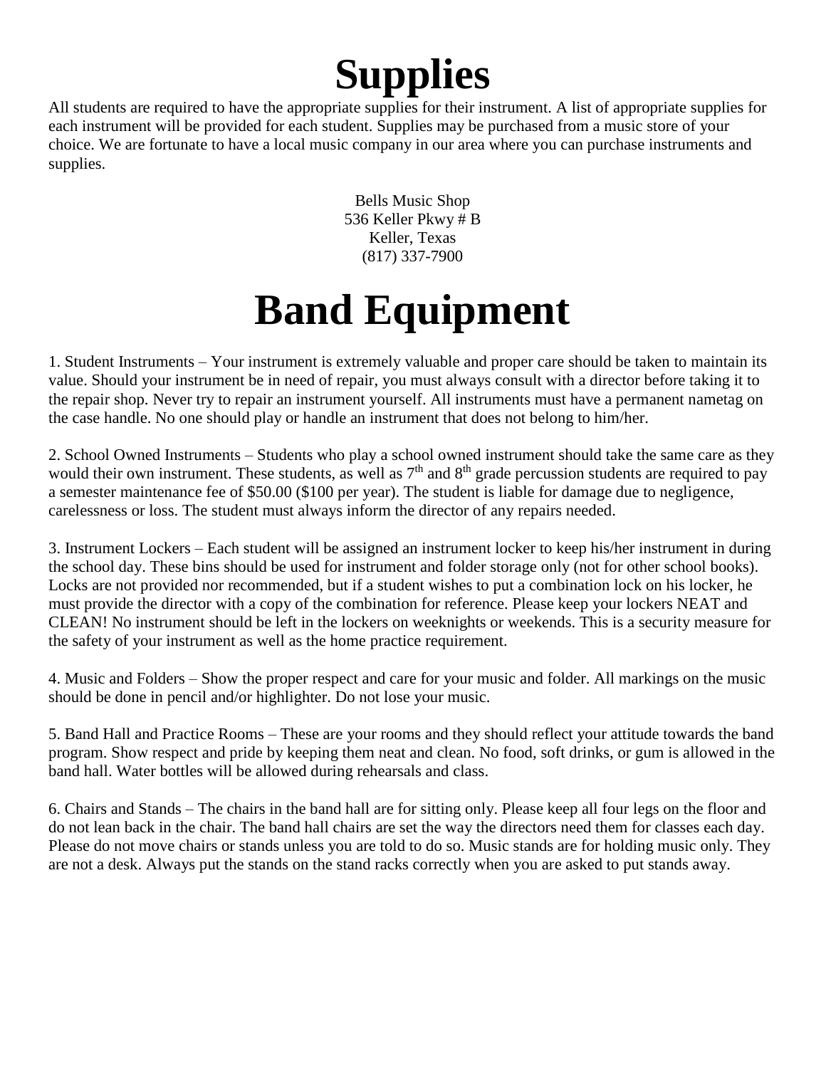# Supplies

All students are required to have the appropriate supplies for their instrument. A list of appropriate supplies for each instrument will be provided for each student. Supplies may be purchased from a music store of your choice. We are fortunate to have a local music company in our area where you can purchase instruments and supplies.

Bells Music Shop
536 Keller Pkwy # B
Keller, Texas
(817) 337-7900

# Band Equipment

1. Student Instruments – Your instrument is extremely valuable and proper care should be taken to maintain its value. Should your instrument be in need of repair, you must always consult with a director before taking it to the repair shop. Never try to repair an instrument yourself. All instruments must have a permanent nametag on the case handle. No one should play or handle an instrument that does not belong to him/her.

2. School Owned Instruments – Students who play a school owned instrument should take the same care as they would their own instrument. These students, as well as 7th and 8th grade percussion students are required to pay a semester maintenance fee of $50.00 ($100 per year). The student is liable for damage due to negligence, carelessness or loss. The student must always inform the director of any repairs needed.

3. Instrument Lockers – Each student will be assigned an instrument locker to keep his/her instrument in during the school day. These bins should be used for instrument and folder storage only (not for other school books). Locks are not provided nor recommended, but if a student wishes to put a combination lock on his locker, he must provide the director with a copy of the combination for reference. Please keep your lockers NEAT and CLEAN! No instrument should be left in the lockers on weeknights or weekends. This is a security measure for the safety of your instrument as well as the home practice requirement.

4. Music and Folders – Show the proper respect and care for your music and folder. All markings on the music should be done in pencil and/or highlighter. Do not lose your music.

5. Band Hall and Practice Rooms – These are your rooms and they should reflect your attitude towards the band program. Show respect and pride by keeping them neat and clean. No food, soft drinks, or gum is allowed in the band hall. Water bottles will be allowed during rehearsals and class.

6. Chairs and Stands – The chairs in the band hall are for sitting only. Please keep all four legs on the floor and do not lean back in the chair. The band hall chairs are set the way the directors need them for classes each day. Please do not move chairs or stands unless you are told to do so. Music stands are for holding music only. They are not a desk. Always put the stands on the stand racks correctly when you are asked to put stands away.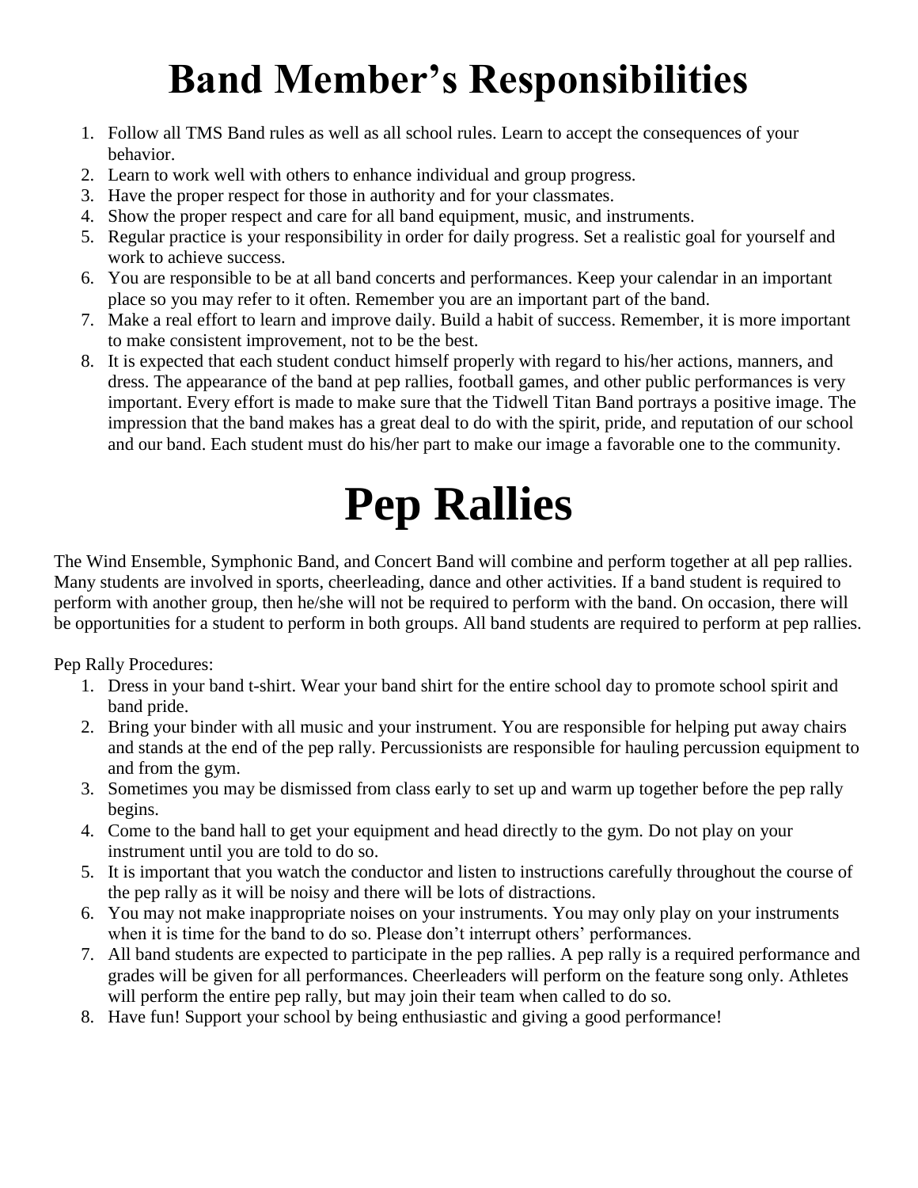# Band Member's Responsibilities

1. Follow all TMS Band rules as well as all school rules. Learn to accept the consequences of your behavior.
2. Learn to work well with others to enhance individual and group progress.
3. Have the proper respect for those in authority and for your classmates.
4. Show the proper respect and care for all band equipment, music, and instruments.
5. Regular practice is your responsibility in order for daily progress. Set a realistic goal for yourself and work to achieve success.
6. You are responsible to be at all band concerts and performances. Keep your calendar in an important place so you may refer to it often. Remember you are an important part of the band.
7. Make a real effort to learn and improve daily. Build a habit of success. Remember, it is more important to make consistent improvement, not to be the best.
8. It is expected that each student conduct himself properly with regard to his/her actions, manners, and dress. The appearance of the band at pep rallies, football games, and other public performances is very important. Every effort is made to make sure that the Tidwell Titan Band portrays a positive image. The impression that the band makes has a great deal to do with the spirit, pride, and reputation of our school and our band. Each student must do his/her part to make our image a favorable one to the community.

# Pep Rallies

The Wind Ensemble, Symphonic Band, and Concert Band will combine and perform together at all pep rallies. Many students are involved in sports, cheerleading, dance and other activities. If a band student is required to perform with another group, then he/she will not be required to perform with the band. On occasion, there will be opportunities for a student to perform in both groups. All band students are required to perform at pep rallies.

Pep Rally Procedures:

1. Dress in your band t-shirt. Wear your band shirt for the entire school day to promote school spirit and band pride.
2. Bring your binder with all music and your instrument. You are responsible for helping put away chairs and stands at the end of the pep rally. Percussionists are responsible for hauling percussion equipment to and from the gym.
3. Sometimes you may be dismissed from class early to set up and warm up together before the pep rally begins.
4. Come to the band hall to get your equipment and head directly to the gym. Do not play on your instrument until you are told to do so.
5. It is important that you watch the conductor and listen to instructions carefully throughout the course of the pep rally as it will be noisy and there will be lots of distractions.
6. You may not make inappropriate noises on your instruments. You may only play on your instruments when it is time for the band to do so. Please don't interrupt others' performances.
7. All band students are expected to participate in the pep rallies. A pep rally is a required performance and grades will be given for all performances. Cheerleaders will perform on the feature song only. Athletes will perform the entire pep rally, but may join their team when called to do so.
8. Have fun! Support your school by being enthusiastic and giving a good performance!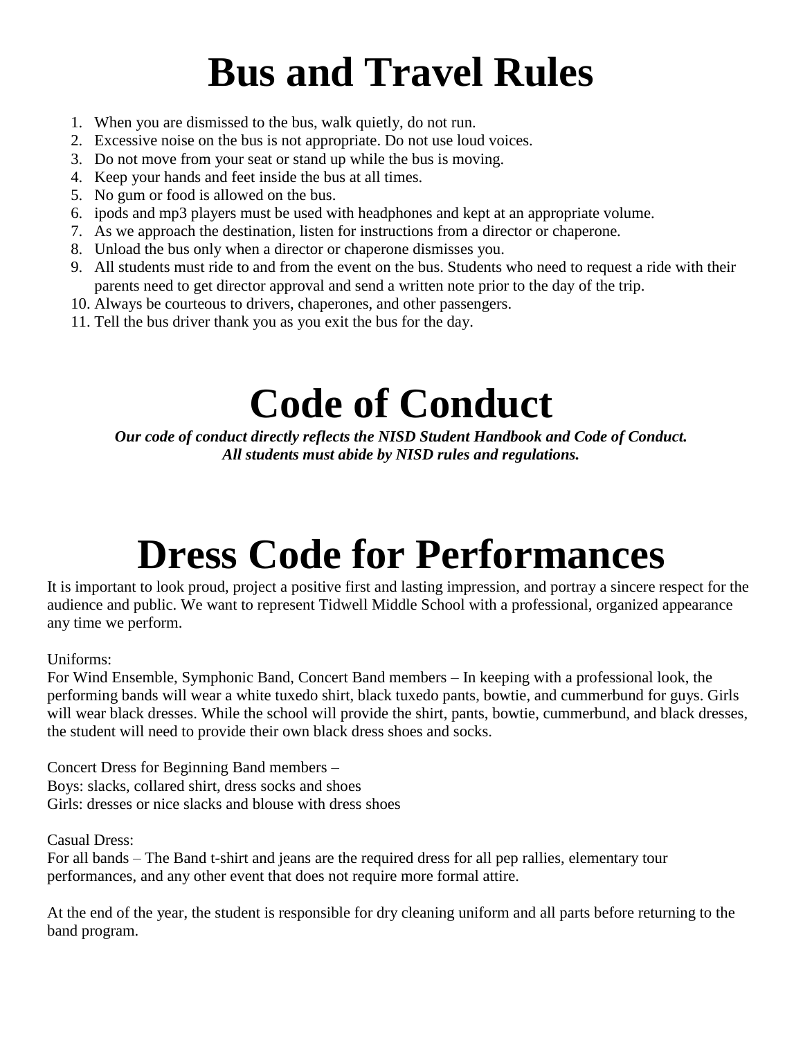# Bus and Travel Rules

1. When you are dismissed to the bus, walk quietly, do not run.
2. Excessive noise on the bus is not appropriate. Do not use loud voices.
3. Do not move from your seat or stand up while the bus is moving.
4. Keep your hands and feet inside the bus at all times.
5. No gum or food is allowed on the bus.
6. ipods and mp3 players must be used with headphones and kept at an appropriate volume.
7. As we approach the destination, listen for instructions from a director or chaperone.
8. Unload the bus only when a director or chaperone dismisses you.
9. All students must ride to and from the event on the bus. Students who need to request a ride with their parents need to get director approval and send a written note prior to the day of the trip.
10. Always be courteous to drivers, chaperones, and other passengers.
11. Tell the bus driver thank you as you exit the bus for the day.

# Code of Conduct

***Our code of conduct directly reflects the NISD Student Handbook and Code of Conduct. All students must abide by NISD rules and regulations.***

# Dress Code for Performances

It is important to look proud, project a positive first and lasting impression, and portray a sincere respect for the audience and public. We want to represent Tidwell Middle School with a professional, organized appearance any time we perform.

Uniforms:
For Wind Ensemble, Symphonic Band, Concert Band members – In keeping with a professional look, the performing bands will wear a white tuxedo shirt, black tuxedo pants, bowtie, and cummerbund for guys. Girls will wear black dresses. While the school will provide the shirt, pants, bowtie, cummerbund, and black dresses, the student will need to provide their own black dress shoes and socks.

Concert Dress for Beginning Band members –
Boys: slacks, collared shirt, dress socks and shoes
Girls: dresses or nice slacks and blouse with dress shoes

Casual Dress:
For all bands – The Band t-shirt and jeans are the required dress for all pep rallies, elementary tour performances, and any other event that does not require more formal attire.

At the end of the year, the student is responsible for dry cleaning uniform and all parts before returning to the band program.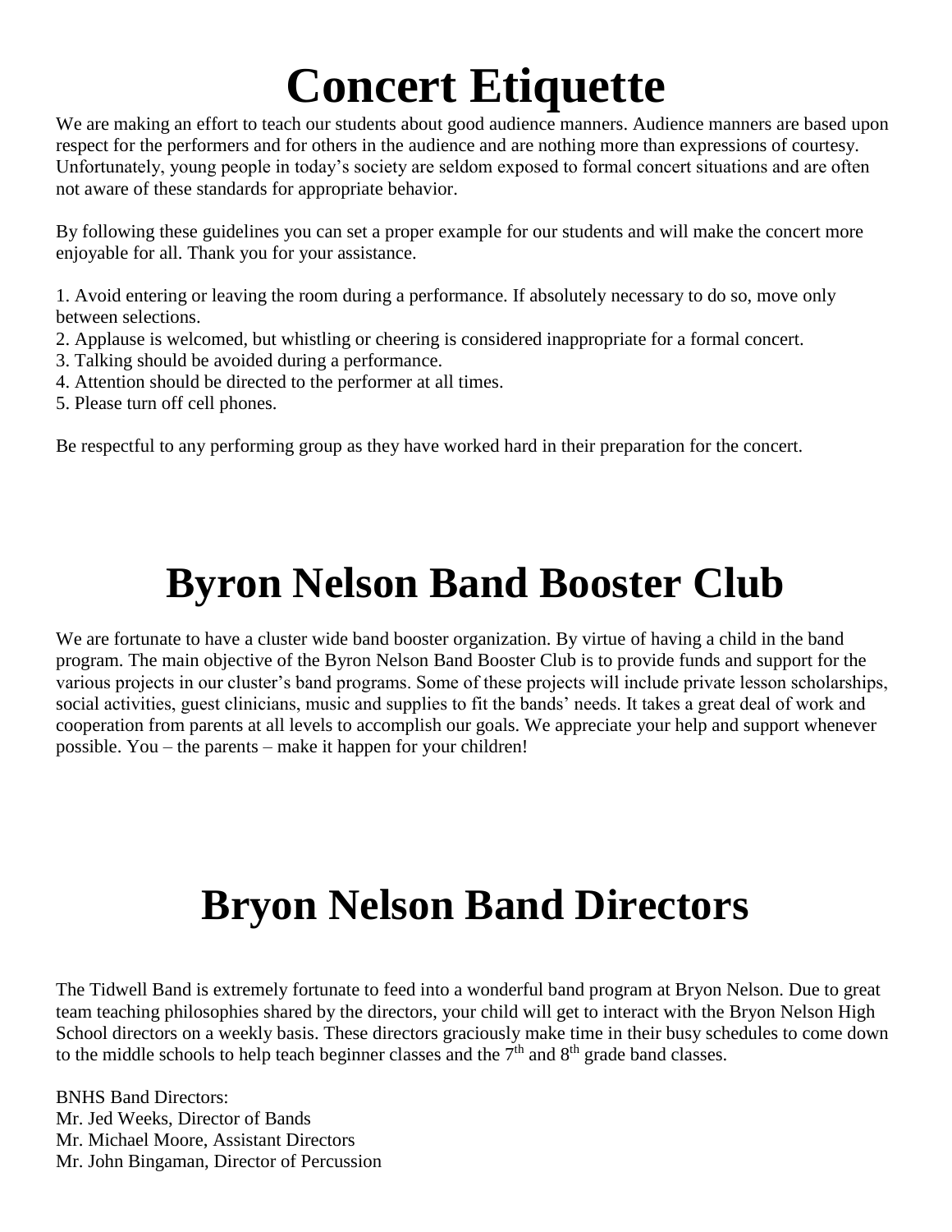# Concert Etiquette

We are making an effort to teach our students about good audience manners. Audience manners are based upon respect for the performers and for others in the audience and are nothing more than expressions of courtesy. Unfortunately, young people in today's society are seldom exposed to formal concert situations and are often not aware of these standards for appropriate behavior.

By following these guidelines you can set a proper example for our students and will make the concert more enjoyable for all. Thank you for your assistance.

1. Avoid entering or leaving the room during a performance. If absolutely necessary to do so, move only between selections.
2. Applause is welcomed, but whistling or cheering is considered inappropriate for a formal concert.
3. Talking should be avoided during a performance.
4. Attention should be directed to the performer at all times.
5. Please turn off cell phones.

Be respectful to any performing group as they have worked hard in their preparation for the concert.

# Byron Nelson Band Booster Club

We are fortunate to have a cluster wide band booster organization. By virtue of having a child in the band program. The main objective of the Byron Nelson Band Booster Club is to provide funds and support for the various projects in our cluster's band programs. Some of these projects will include private lesson scholarships, social activities, guest clinicians, music and supplies to fit the bands' needs. It takes a great deal of work and cooperation from parents at all levels to accomplish our goals. We appreciate your help and support whenever possible. You – the parents – make it happen for your children!

# Bryon Nelson Band Directors

The Tidwell Band is extremely fortunate to feed into a wonderful band program at Bryon Nelson. Due to great team teaching philosophies shared by the directors, your child will get to interact with the Bryon Nelson High School directors on a weekly basis. These directors graciously make time in their busy schedules to come down to the middle schools to help teach beginner classes and the 7th and 8th grade band classes.

BNHS Band Directors:  
Mr. Jed Weeks, Director of Bands  
Mr. Michael Moore, Assistant Directors  
Mr. John Bingaman, Director of Percussion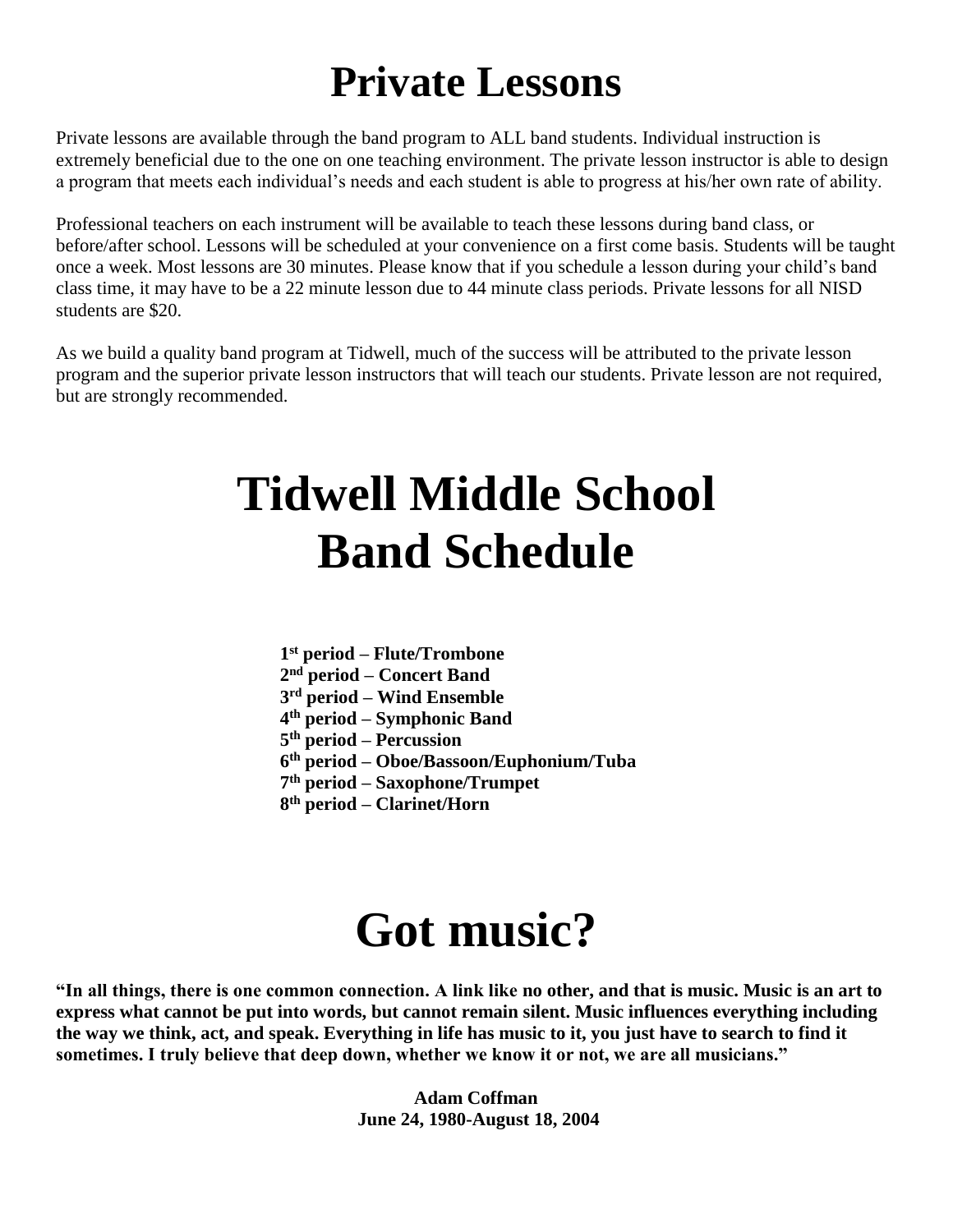# Private Lessons

Private lessons are available through the band program to ALL band students. Individual instruction is extremely beneficial due to the one on one teaching environment. The private lesson instructor is able to design a program that meets each individual's needs and each student is able to progress at his/her own rate of ability.

Professional teachers on each instrument will be available to teach these lessons during band class, or before/after school. Lessons will be scheduled at your convenience on a first come basis. Students will be taught once a week. Most lessons are 30 minutes. Please know that if you schedule a lesson during your child's band class time, it may have to be a 22 minute lesson due to 44 minute class periods. Private lessons for all NISD students are $20.

As we build a quality band program at Tidwell, much of the success will be attributed to the private lesson program and the superior private lesson instructors that will teach our students. Private lesson are not required, but are strongly recommended.

# Tidwell Middle School Band Schedule

**1st period – Flute/Trombone**
**2nd period – Concert Band**
**3rd period – Wind Ensemble**
**4th period – Symphonic Band**
**5th period – Percussion**
**6th period – Oboe/Bassoon/Euphonium/Tuba**
**7th period – Saxophone/Trumpet**
**8th period – Clarinet/Horn**

# Got music?

**"In all things, there is one common connection. A link like no other, and that is music. Music is an art to express what cannot be put into words, but cannot remain silent. Music influences everything including the way we think, act, and speak. Everything in life has music to it, you just have to search to find it sometimes. I truly believe that deep down, whether we know it or not, we are all musicians."**

**Adam Coffman**
**June 24, 1980-August 18, 2004**